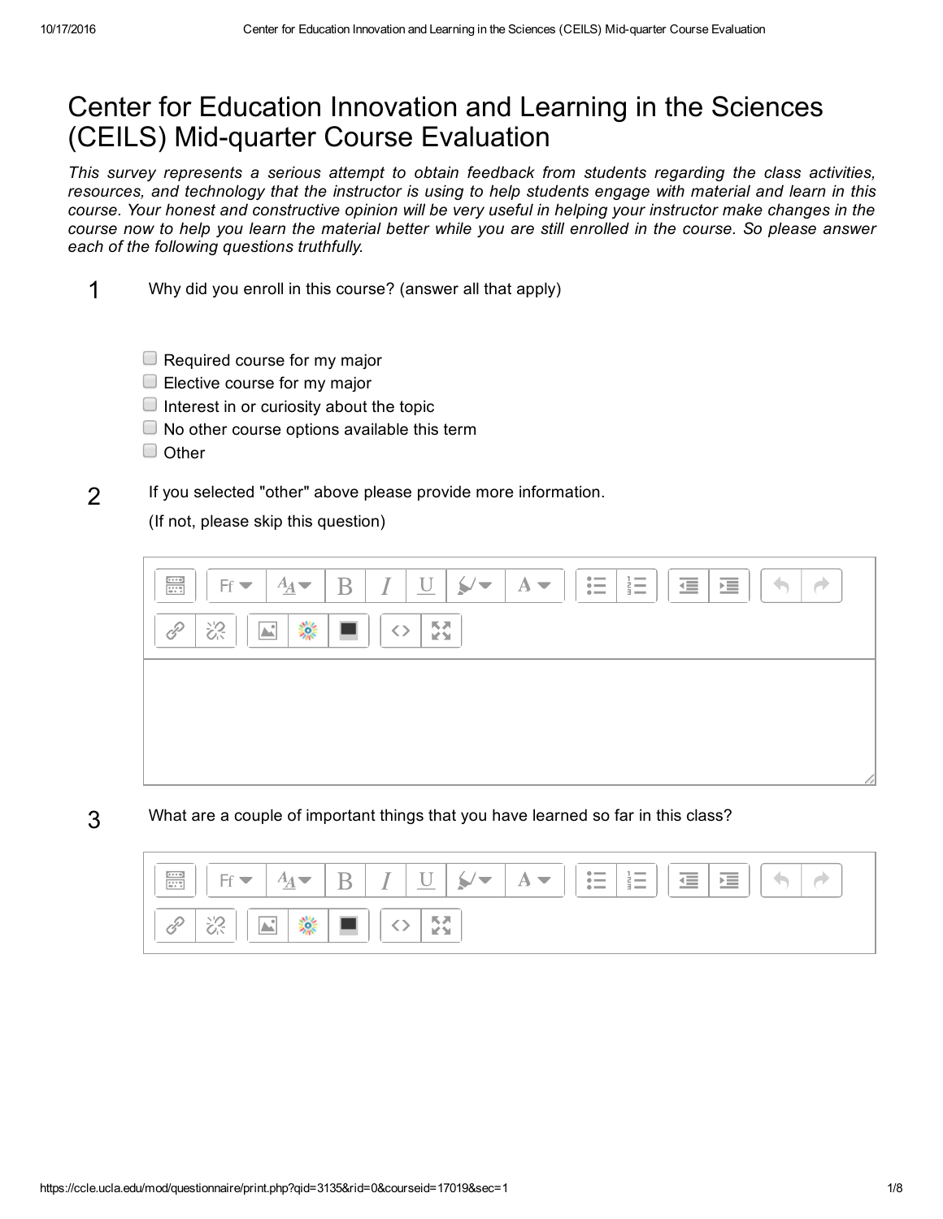# Center for Education Innovation and Learning in the Sciences (CEILS) Mid-quarter Course Evaluation

*This survey represents a serious attempt to obtain feedback from students regarding the class activities, resources, and technology that the instructor is using to help students engage with material and learn in this course. Your honest and constructive opinion will be very useful in helping your instructor make changes in the course now to help you learn the material better while you are still enrolled in the course. So please answer each of the following questions truthfully.*

**1** Why did you enroll in this course? (answer all that apply)

- [ ] Required course for my major
- [ ] Elective course for my major
- [ ] Interest in or curiosity about the topic
- [ ] No other course options available this term
- [ ] Other

**2** If you selected "other" above please provide more information.

(If not, please skip this question)

**3** What are a couple of important things that you have learned so far in this class?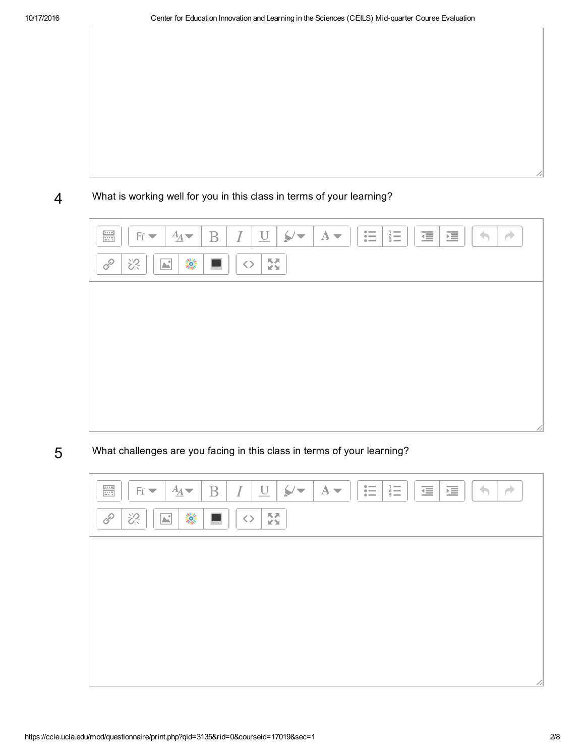4. What is working well for you in this class in terms of your learning?

5. What challenges are you facing in this class in terms of your learning?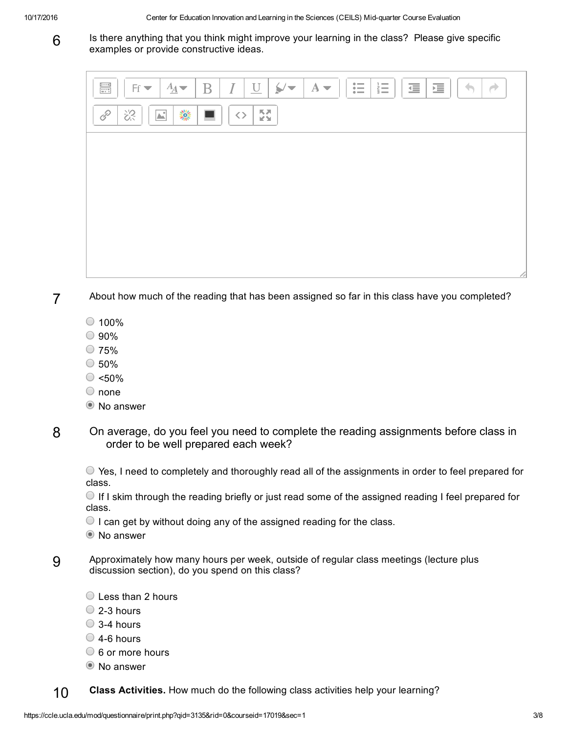6 Is there anything that you think might improve your learning in the class? Please give specific examples or provide constructive ideas.

7 About how much of the reading that has been assigned so far in this class have you completed?

- ○ 100%
- ○ 90%
- ○ 75%
- ○ 50%
- ○ <50%
- ○ none
- ◉ No answer

8 On average, do you feel you need to complete the reading assignments before class in order to be well prepared each week?

- ○ Yes, I need to completely and thoroughly read all of the assignments in order to feel prepared for class.
- ○ If I skim through the reading briefly or just read some of the assigned reading I feel prepared for class.
- ○ I can get by without doing any of the assigned reading for the class.
- ◉ No answer

9 Approximately how many hours per week, outside of regular class meetings (lecture plus discussion section), do you spend on this class?

- ○ Less than 2 hours
- ○ 2-3 hours
- ○ 3-4 hours
- ○ 4-6 hours
- ○ 6 or more hours
- ◉ No answer

10 **Class Activities.** How much do the following class activities help your learning?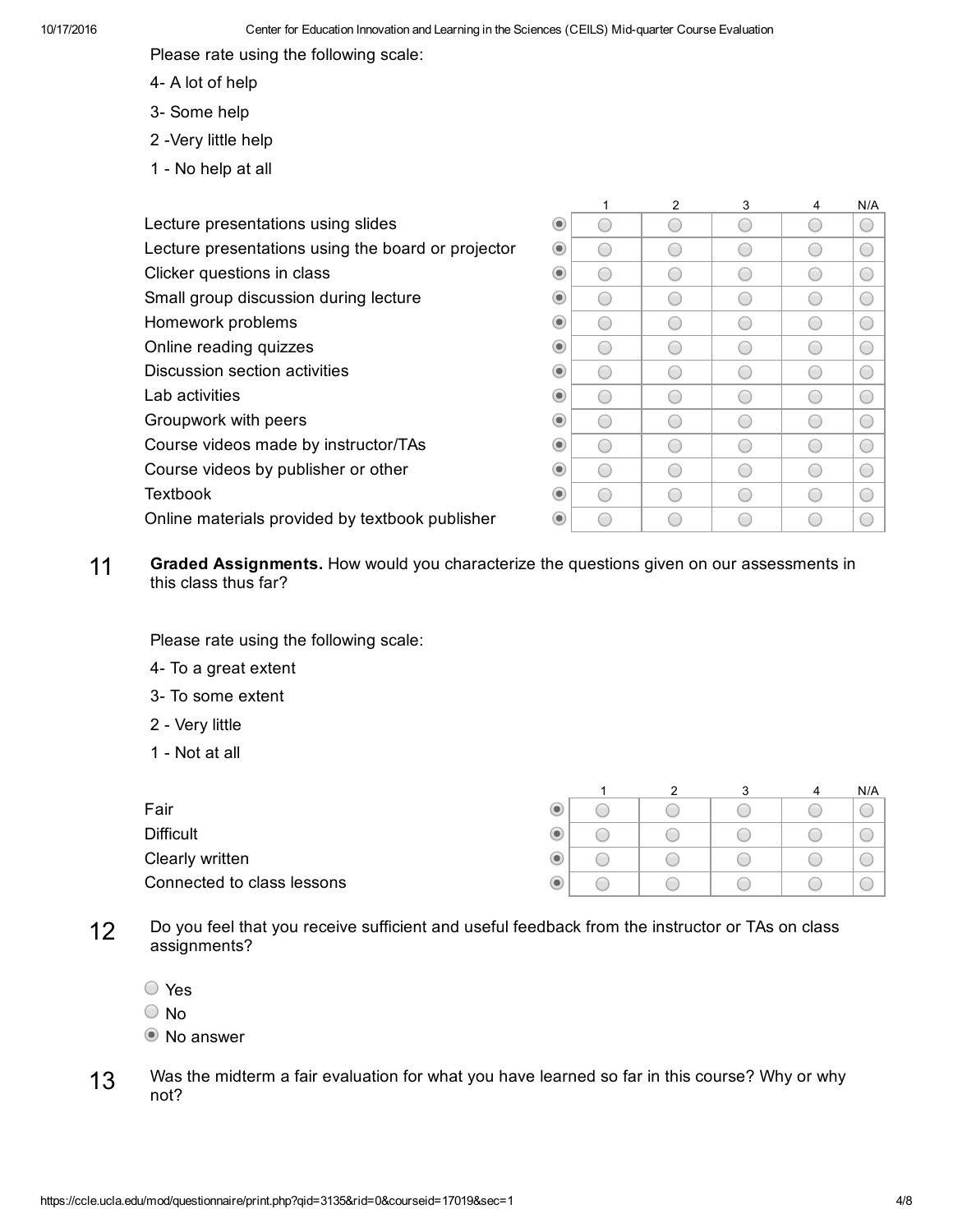Please rate using the following scale:

4- A lot of help

3- Some help

2 -Very little help

1 - No help at all

| | | 1 | 2 | 3 | 4 | N/A |
|---|---|---|---|---|---|---|
| Lecture presentations using slides | ◉ | ○ | ○ | ○ | ○ | ○ |
| Lecture presentations using the board or projector | ◉ | ○ | ○ | ○ | ○ | ○ |
| Clicker questions in class | ◉ | ○ | ○ | ○ | ○ | ○ |
| Small group discussion during lecture | ◉ | ○ | ○ | ○ | ○ | ○ |
| Homework problems | ◉ | ○ | ○ | ○ | ○ | ○ |
| Online reading quizzes | ◉ | ○ | ○ | ○ | ○ | ○ |
| Discussion section activities | ◉ | ○ | ○ | ○ | ○ | ○ |
| Lab activities | ◉ | ○ | ○ | ○ | ○ | ○ |
| Groupwork with peers | ◉ | ○ | ○ | ○ | ○ | ○ |
| Course videos made by instructor/TAs | ◉ | ○ | ○ | ○ | ○ | ○ |
| Course videos by publisher or other | ◉ | ○ | ○ | ○ | ○ | ○ |
| Textbook | ◉ | ○ | ○ | ○ | ○ | ○ |
| Online materials provided by textbook publisher | ◉ | ○ | ○ | ○ | ○ | ○ |

**11** **Graded Assignments.** How would you characterize the questions given on our assessments in this class thus far?

Please rate using the following scale:

4- To a great extent

3- To some extent

2 - Very little

1 - Not at all

| | | 1 | 2 | 3 | 4 | N/A |
|---|---|---|---|---|---|---|
| Fair | ◉ | ○ | ○ | ○ | ○ | ○ |
| Difficult | ◉ | ○ | ○ | ○ | ○ | ○ |
| Clearly written | ◉ | ○ | ○ | ○ | ○ | ○ |
| Connected to class lessons | ◉ | ○ | ○ | ○ | ○ | ○ |

**12** Do you feel that you receive sufficient and useful feedback from the instructor or TAs on class assignments?

- ○ Yes
- ○ No
- ◉ No answer

**13** Was the midterm a fair evaluation for what you have learned so far in this course? Why or why not?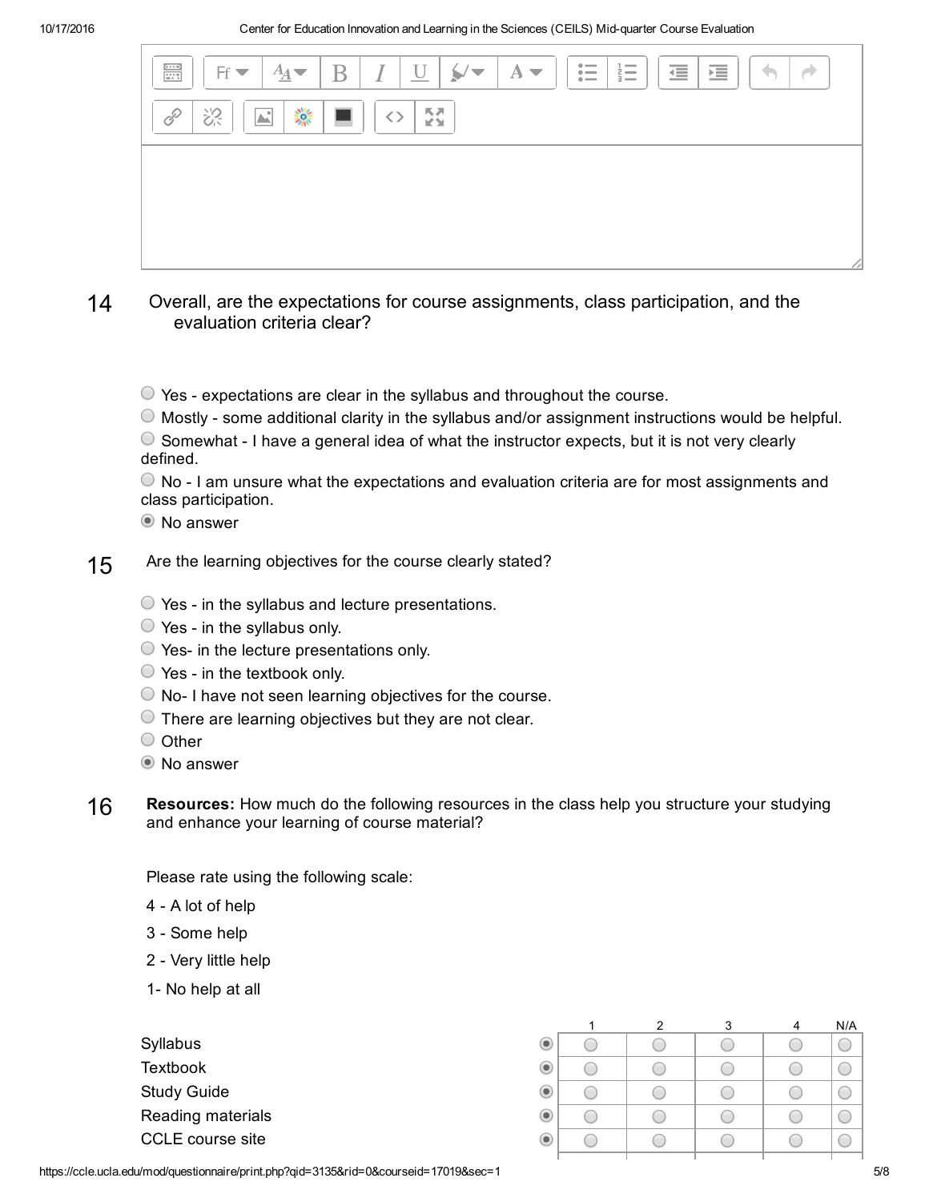14 Overall, are the expectations for course assignments, class participation, and the evaluation criteria clear?

- ○ Yes - expectations are clear in the syllabus and throughout the course.
- ○ Mostly - some additional clarity in the syllabus and/or assignment instructions would be helpful.
- ○ Somewhat - I have a general idea of what the instructor expects, but it is not very clearly defined.
- ○ No - I am unsure what the expectations and evaluation criteria are for most assignments and class participation.
- ◉ No answer

15 Are the learning objectives for the course clearly stated?

- ○ Yes - in the syllabus and lecture presentations.
- ○ Yes - in the syllabus only.
- ○ Yes- in the lecture presentations only.
- ○ Yes - in the textbook only.
- ○ No- I have not seen learning objectives for the course.
- ○ There are learning objectives but they are not clear.
- ○ Other
- ◉ No answer

16 **Resources:** How much do the following resources in the class help you structure your studying and enhance your learning of course material?

Please rate using the following scale:

4 - A lot of help

3 - Some help

2 - Very little help

1- No help at all

| | | 1 | 2 | 3 | 4 | N/A |
|---|---|---|---|---|---|---|
| Syllabus | ◉ | ○ | ○ | ○ | ○ | ○ |
| Textbook | ◉ | ○ | ○ | ○ | ○ | ○ |
| Study Guide | ◉ | ○ | ○ | ○ | ○ | ○ |
| Reading materials | ◉ | ○ | ○ | ○ | ○ | ○ |
| CCLE course site | ◉ | ○ | ○ | ○ | ○ | ○ |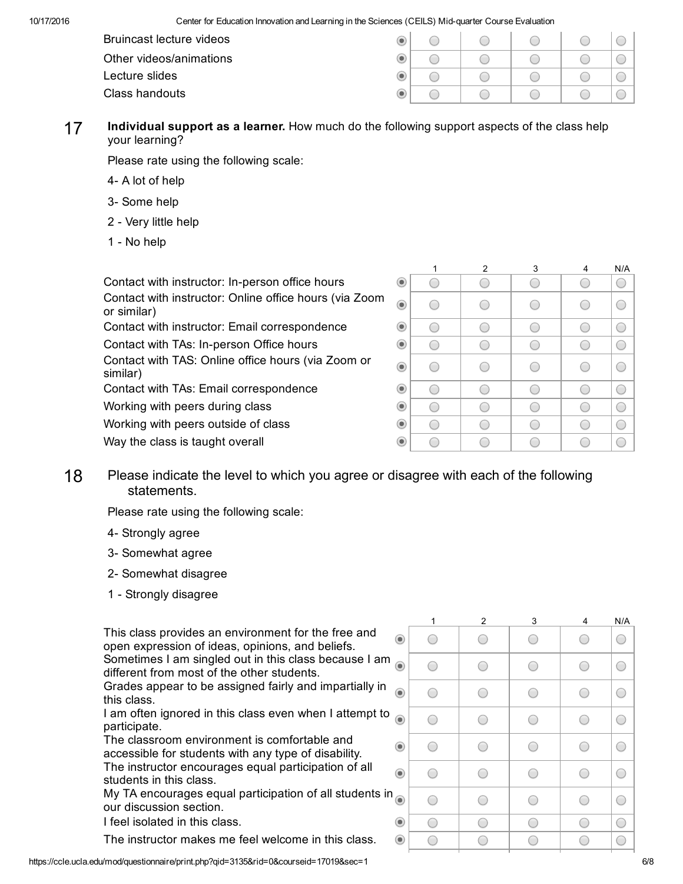| | | | | | | |
|---|---|---|---|---|---|---|
| Bruincast lecture videos | ◉ | ○ | ○ | ○ | ○ | ○ |
| Other videos/animations | ◉ | ○ | ○ | ○ | ○ | ○ |
| Lecture slides | ◉ | ○ | ○ | ○ | ○ | ○ |
| Class handouts | ◉ | ○ | ○ | ○ | ○ | ○ |

17 **Individual support as a learner.** How much do the following support aspects of the class help your learning?

Please rate using the following scale:

4- A lot of help

3- Some help

2 - Very little help

1 - No help

| | | 1 | 2 | 3 | 4 | N/A |
|---|---|---|---|---|---|---|
| Contact with instructor: In-person office hours | ◉ | ○ | ○ | ○ | ○ | ○ |
| Contact with instructor: Online office hours (via Zoom or similar) | ◉ | ○ | ○ | ○ | ○ | ○ |
| Contact with instructor: Email correspondence | ◉ | ○ | ○ | ○ | ○ | ○ |
| Contact with TAs: In-person Office hours | ◉ | ○ | ○ | ○ | ○ | ○ |
| Contact with TAS: Online office hours (via Zoom or similar) | ◉ | ○ | ○ | ○ | ○ | ○ |
| Contact with TAs: Email correspondence | ◉ | ○ | ○ | ○ | ○ | ○ |
| Working with peers during class | ◉ | ○ | ○ | ○ | ○ | ○ |
| Working with peers outside of class | ◉ | ○ | ○ | ○ | ○ | ○ |
| Way the class is taught overall | ◉ | ○ | ○ | ○ | ○ | ○ |

18 Please indicate the level to which you agree or disagree with each of the following statements.

Please rate using the following scale:

4- Strongly agree

3- Somewhat agree

2- Somewhat disagree

1 - Strongly disagree

| | | 1 | 2 | 3 | 4 | N/A |
|---|---|---|---|---|---|---|
| This class provides an environment for the free and open expression of ideas, opinions, and beliefs. | ◉ | ○ | ○ | ○ | ○ | ○ |
| Sometimes I am singled out in this class because I am different from most of the other students. | ◉ | ○ | ○ | ○ | ○ | ○ |
| Grades appear to be assigned fairly and impartially in this class. | ◉ | ○ | ○ | ○ | ○ | ○ |
| I am often ignored in this class even when I attempt to participate. | ◉ | ○ | ○ | ○ | ○ | ○ |
| The classroom environment is comfortable and accessible for students with any type of disability. | ◉ | ○ | ○ | ○ | ○ | ○ |
| The instructor encourages equal participation of all students in this class. | ◉ | ○ | ○ | ○ | ○ | ○ |
| My TA encourages equal participation of all students in our discussion section. | ◉ | ○ | ○ | ○ | ○ | ○ |
| I feel isolated in this class. | ◉ | ○ | ○ | ○ | ○ | ○ |
| The instructor makes me feel welcome in this class. | ◉ | ○ | ○ | ○ | ○ | ○ |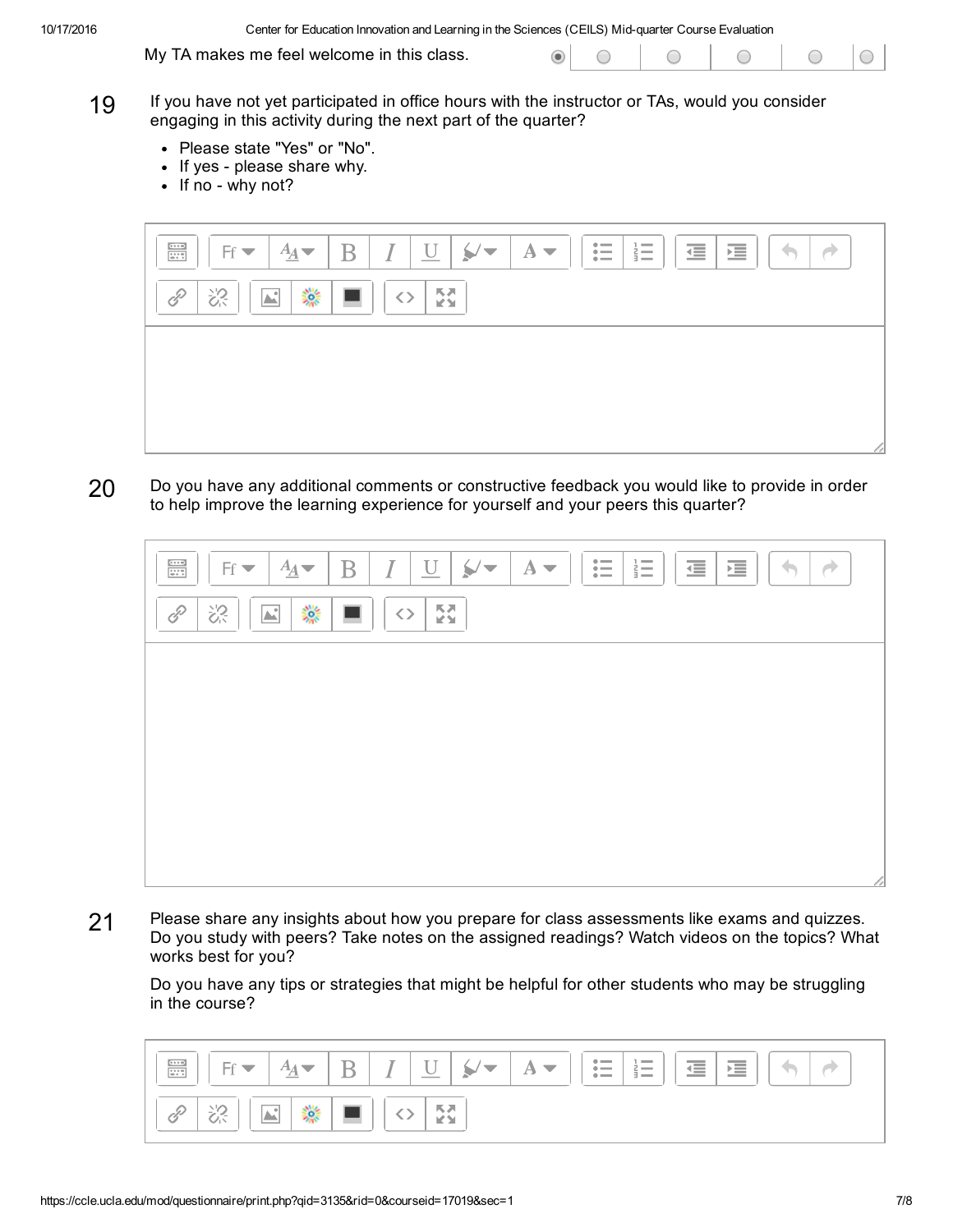My TA makes me feel welcome in this class.

19 If you have not yet participated in office hours with the instructor or TAs, would you consider engaging in this activity during the next part of the quarter?

- Please state "Yes" or "No".
- If yes - please share why.
- If no - why not?

20 Do you have any additional comments or constructive feedback you would like to provide in order to help improve the learning experience for yourself and your peers this quarter?

21 Please share any insights about how you prepare for class assessments like exams and quizzes. Do you study with peers? Take notes on the assigned readings? Watch videos on the topics? What works best for you?

Do you have any tips or strategies that might be helpful for other students who may be struggling in the course?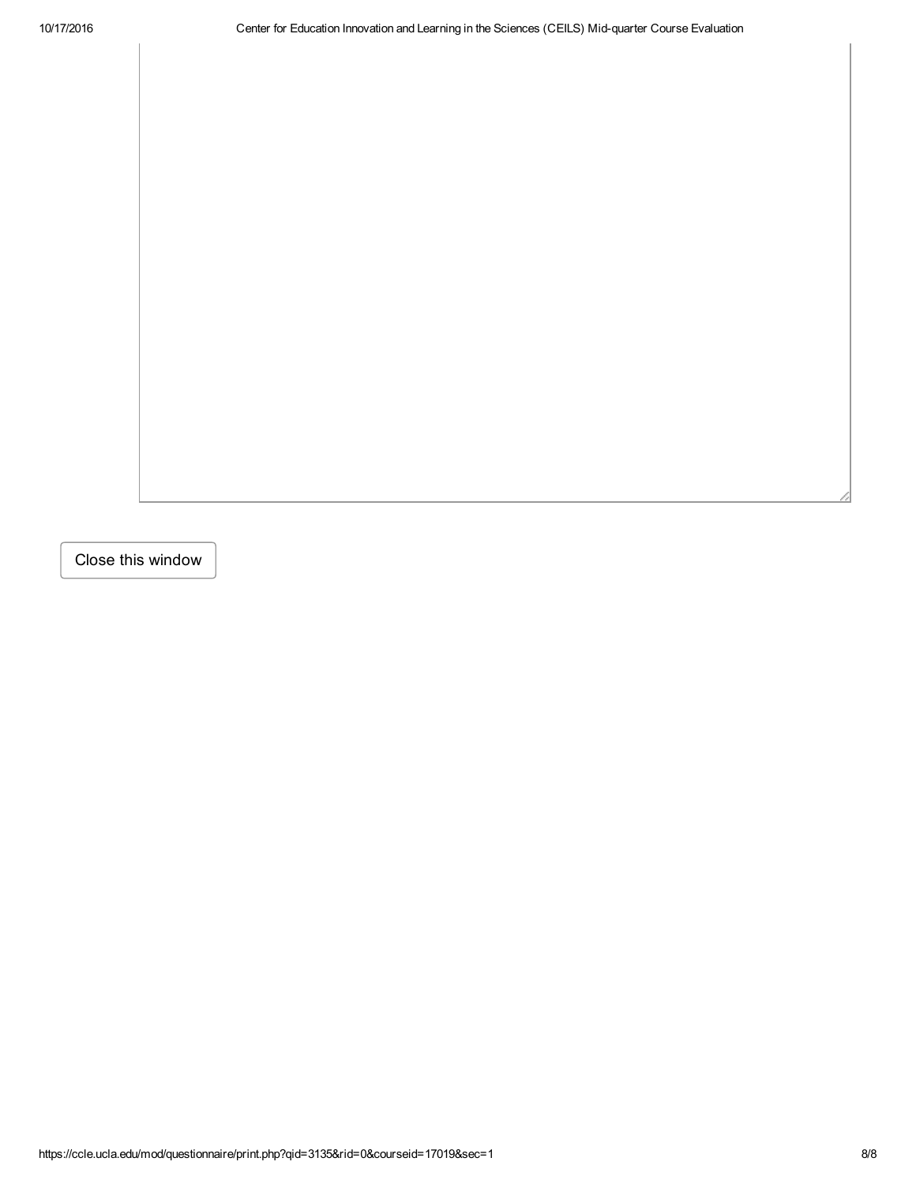Close this window